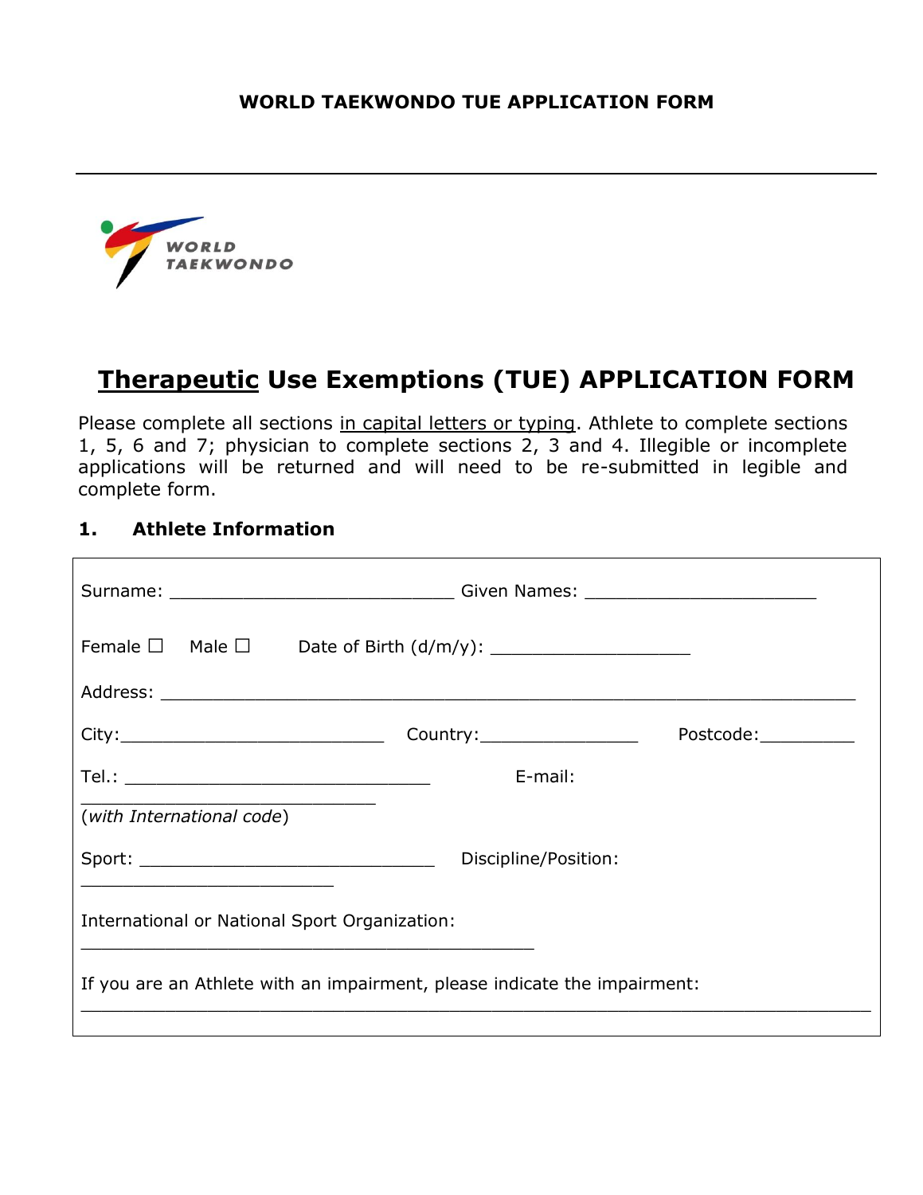**WORLD TAEKWONDO TUE APPLICATION FORM**

---

WORLD TAEKWONDO

# <u>Therapeutic</u> Use Exemptions (TUE) APPLICATION FORM

Please complete all sections <u>in capital letters or typing</u>. Athlete to complete sections 1, 5, 6 and 7; physician to complete sections 2, 3 and 4. Illegible or incomplete applications will be returned and will need to be re-submitted in legible and complete form.

## 1. Athlete Information

Surname: ___________________________ Given Names: ______________________

Female ☐ Male ☐ Date of Birth (d/m/y): ___________________

Address: ____________________________________________________________________

City:_________________________ Country:_______________ Postcode:_________

Tel.: _____________________________ E-mail: _____________________________ (*with International code*)

Sport: ____________________________ Discipline/Position: ________________________

International or National Sport Organization: _____________________________________________

If you are an Athlete with an impairment, please indicate the impairment: ___________________________________________________________________________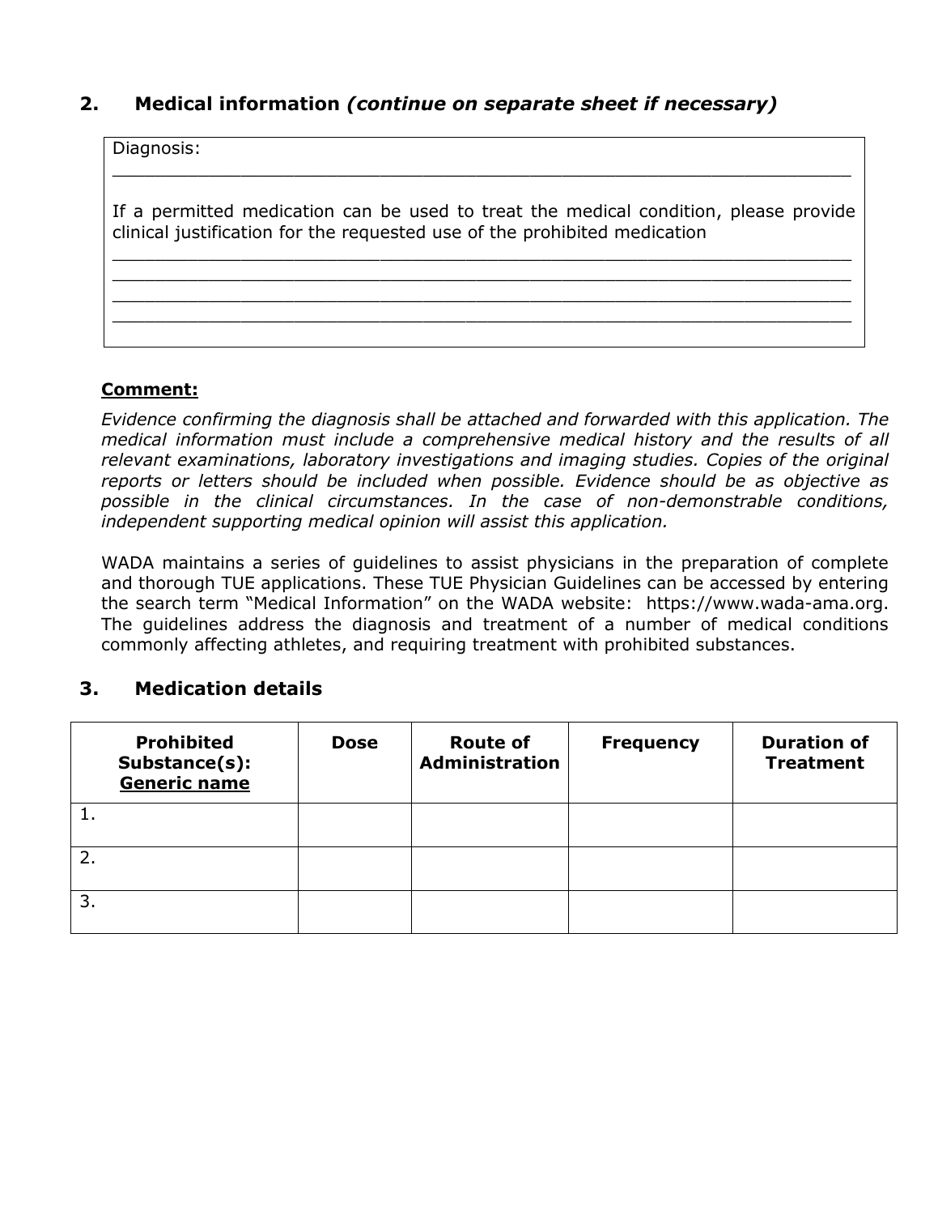## 2. Medical information *(continue on separate sheet if necessary)*

Diagnosis:
\_\_\_\_\_\_\_\_\_\_\_\_\_\_\_\_\_\_\_\_\_\_\_\_\_\_\_\_\_\_\_\_\_\_\_\_\_\_\_\_\_\_\_\_\_\_\_\_\_\_\_\_\_\_\_\_\_\_\_\_\_\_\_\_

If a permitted medication can be used to treat the medical condition, please provide clinical justification for the requested use of the prohibited medication

\_\_\_\_\_\_\_\_\_\_\_\_\_\_\_\_\_\_\_\_\_\_\_\_\_\_\_\_\_\_\_\_\_\_\_\_\_\_\_\_\_\_\_\_\_\_\_\_\_\_\_\_\_\_\_\_\_\_\_\_\_\_\_\_
\_\_\_\_\_\_\_\_\_\_\_\_\_\_\_\_\_\_\_\_\_\_\_\_\_\_\_\_\_\_\_\_\_\_\_\_\_\_\_\_\_\_\_\_\_\_\_\_\_\_\_\_\_\_\_\_\_\_\_\_\_\_\_\_
\_\_\_\_\_\_\_\_\_\_\_\_\_\_\_\_\_\_\_\_\_\_\_\_\_\_\_\_\_\_\_\_\_\_\_\_\_\_\_\_\_\_\_\_\_\_\_\_\_\_\_\_\_\_\_\_\_\_\_\_\_\_\_\_
\_\_\_\_\_\_\_\_\_\_\_\_\_\_\_\_\_\_\_\_\_\_\_\_\_\_\_\_\_\_\_\_\_\_\_\_\_\_\_\_\_\_\_\_\_\_\_\_\_\_\_\_\_\_\_\_\_\_\_\_\_\_\_\_

**Comment:**

*Evidence confirming the diagnosis shall be attached and forwarded with this application. The medical information must include a comprehensive medical history and the results of all relevant examinations, laboratory investigations and imaging studies. Copies of the original reports or letters should be included when possible. Evidence should be as objective as possible in the clinical circumstances. In the case of non-demonstrable conditions, independent supporting medical opinion will assist this application.*

WADA maintains a series of guidelines to assist physicians in the preparation of complete and thorough TUE applications. These TUE Physician Guidelines can be accessed by entering the search term "Medical Information" on the WADA website: https://www.wada-ama.org. The guidelines address the diagnosis and treatment of a number of medical conditions commonly affecting athletes, and requiring treatment with prohibited substances.

## 3. Medication details

| Prohibited Substance(s): Generic name | Dose | Route of Administration | Frequency | Duration of Treatment |
|---|---|---|---|---|
| 1. | | | | |
| 2. | | | | |
| 3. | | | | |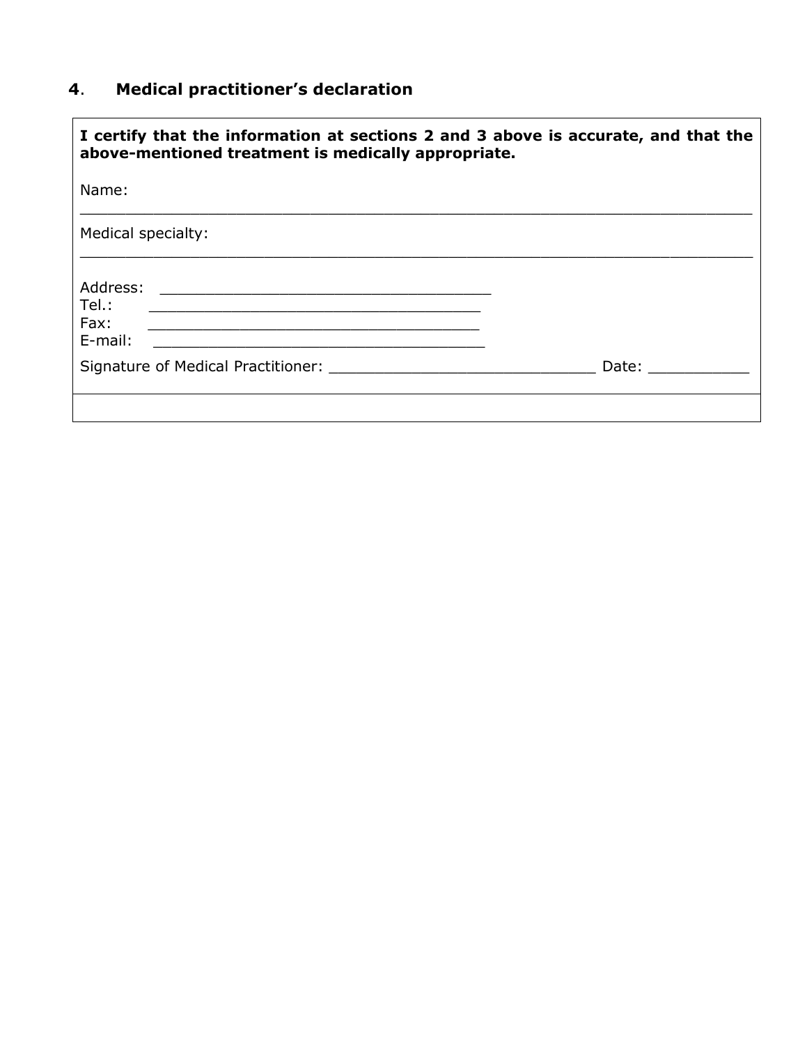## 4. Medical practitioner's declaration

**I certify that the information at sections 2 and 3 above is accurate, and that the above-mentioned treatment is medically appropriate.**

Name:

______________________________________________________________________

Medical specialty:

______________________________________________________________________

Address: ____________________________________

Tel.: ____________________________________

Fax: ____________________________________

E-mail: ____________________________________

Signature of Medical Practitioner: ____________________________ Date: ___________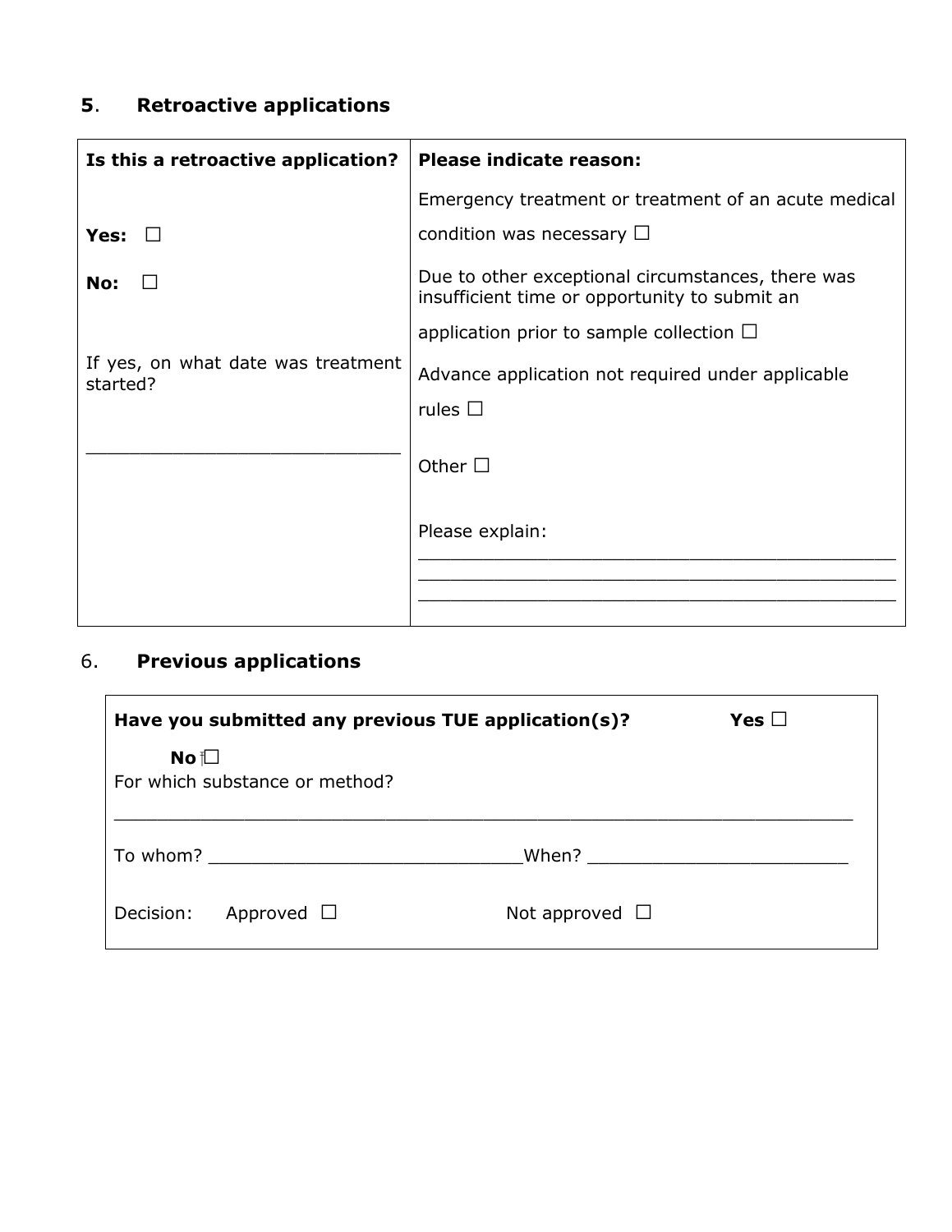## 5. Retroactive applications

| Is this a retroactive application? | Please indicate reason: |
|---|---|
| Yes: ☐<br><br>No: ☐<br><br>If yes, on what date was treatment started?<br><br>______________________________ | Emergency treatment or treatment of an acute medical condition was necessary ☐<br><br>Due to other exceptional circumstances, there was insufficient time or opportunity to submit an application prior to sample collection ☐<br><br>Advance application not required under applicable rules ☐<br><br>Other ☐<br><br>Please explain:<br>______________________________________________<br>______________________________________________<br>______________________________________________ |

## 6. Previous applications

**Have you submitted any previous TUE application(s)?** **Yes** ☐ **No** ☐

For which substance or method?

________________________________________________________________________

To whom? _____________________________ When? ________________________

Decision: Approved ☐ Not approved ☐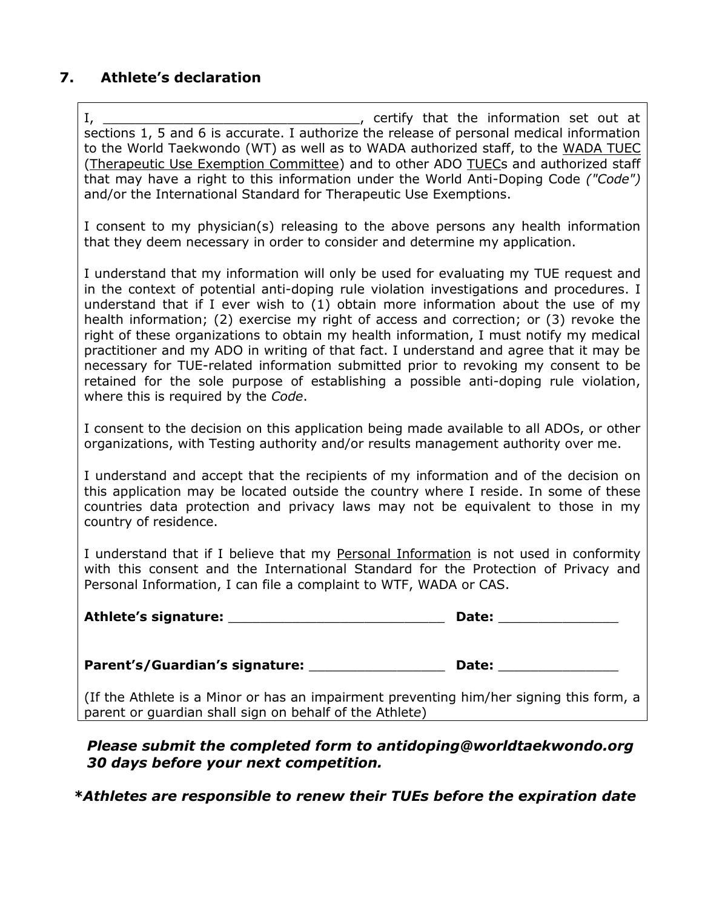## 7. Athlete's declaration

I, ________________________________, certify that the information set out at sections 1, 5 and 6 is accurate. I authorize the release of personal medical information to the World Taekwondo (WT) as well as to WADA authorized staff, to the WADA TUEC (Therapeutic Use Exemption Committee) and to other ADO TUECs and authorized staff that may have a right to this information under the World Anti-Doping Code *("Code")* and/or the International Standard for Therapeutic Use Exemptions.

I consent to my physician(s) releasing to the above persons any health information that they deem necessary in order to consider and determine my application.

I understand that my information will only be used for evaluating my TUE request and in the context of potential anti-doping rule violation investigations and procedures. I understand that if I ever wish to (1) obtain more information about the use of my health information; (2) exercise my right of access and correction; or (3) revoke the right of these organizations to obtain my health information, I must notify my medical practitioner and my ADO in writing of that fact. I understand and agree that it may be necessary for TUE-related information submitted prior to revoking my consent to be retained for the sole purpose of establishing a possible anti-doping rule violation, where this is required by the *Code*.

I consent to the decision on this application being made available to all ADOs, or other organizations, with Testing authority and/or results management authority over me.

I understand and accept that the recipients of my information and of the decision on this application may be located outside the country where I reside. In some of these countries data protection and privacy laws may not be equivalent to those in my country of residence.

I understand that if I believe that my Personal Information is not used in conformity with this consent and the International Standard for the Protection of Privacy and Personal Information, I can file a complaint to WTF, WADA or CAS.

**Athlete's signature:** ___________________________ **Date:** _______________

**Parent's/Guardian's signature:** _________________ **Date:** _______________

(If the Athlete is a Minor or has an impairment preventing him/her signing this form, a parent or guardian shall sign on behalf of the Athlete)

***Please submit the completed form to antidoping@worldtaekwondo.org 30 days before your next competition.***

***\*Athletes are responsible to renew their TUEs before the expiration date***